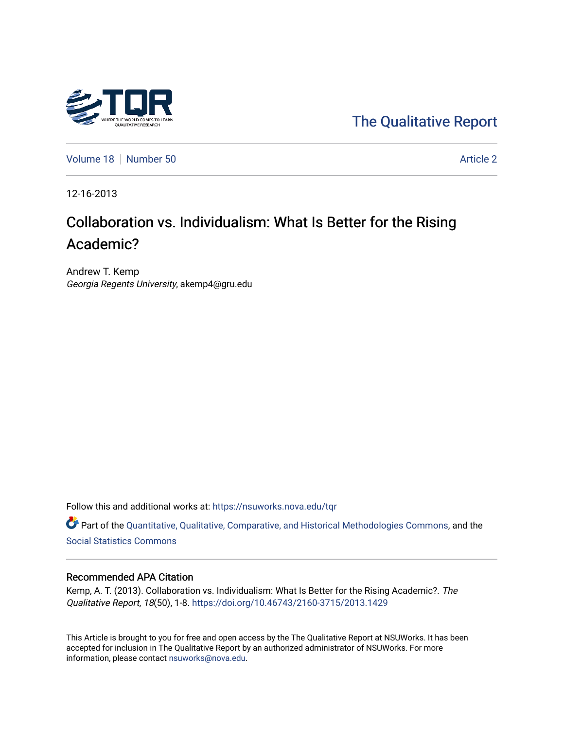The Qualitative Report

Volume 18 | Number 50 | Article 2

12-16-2013

# Collaboration vs. Individualism: What Is Better for the Rising Academic?

Andrew T. Kemp
*Georgia Regents University*, akemp4@gru.edu

Follow this and additional works at: https://nsuworks.nova.edu/tqr

Part of the Quantitative, Qualitative, Comparative, and Historical Methodologies Commons, and the Social Statistics Commons

## Recommended APA Citation

Kemp, A. T. (2013). Collaboration vs. Individualism: What Is Better for the Rising Academic?. *The Qualitative Report*, *18*(50), 1-8. https://doi.org/10.46743/2160-3715/2013.1429

This Article is brought to you for free and open access by the The Qualitative Report at NSUWorks. It has been accepted for inclusion in The Qualitative Report by an authorized administrator of NSUWorks. For more information, please contact nsuworks@nova.edu.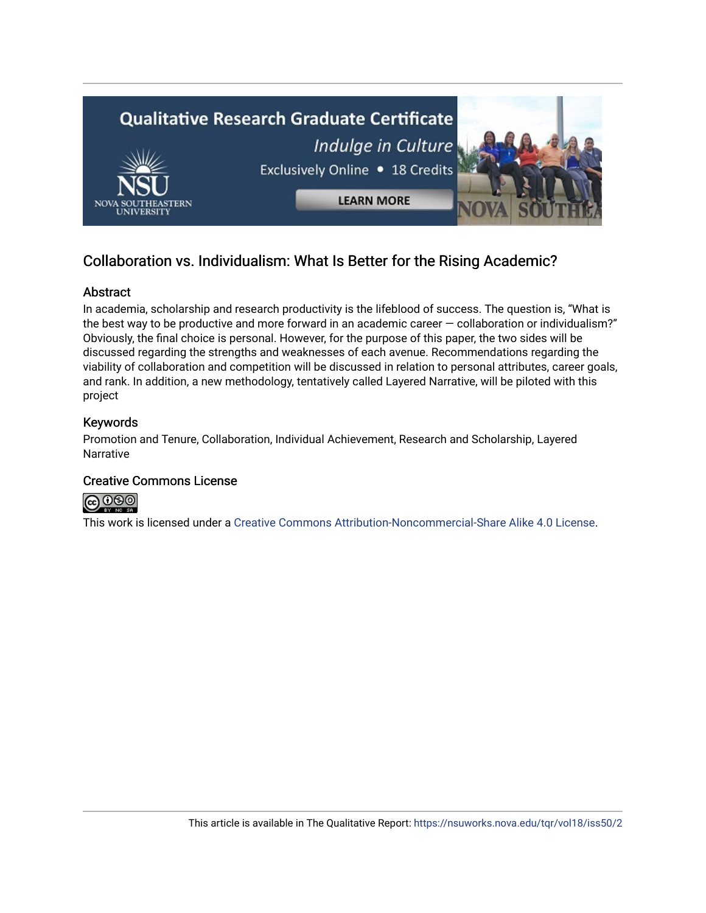## Collaboration vs. Individualism: What Is Better for the Rising Academic?

### Abstract

In academia, scholarship and research productivity is the lifeblood of success. The question is, "What is the best way to be productive and more forward in an academic career — collaboration or individualism?" Obviously, the final choice is personal. However, for the purpose of this paper, the two sides will be discussed regarding the strengths and weaknesses of each avenue. Recommendations regarding the viability of collaboration and competition will be discussed in relation to personal attributes, career goals, and rank. In addition, a new methodology, tentatively called Layered Narrative, will be piloted with this project

### Keywords

Promotion and Tenure, Collaboration, Individual Achievement, Research and Scholarship, Layered Narrative

### Creative Commons License

This work is licensed under a Creative Commons Attribution-Noncommercial-Share Alike 4.0 License.

This article is available in The Qualitative Report: https://nsuworks.nova.edu/tqr/vol18/iss50/2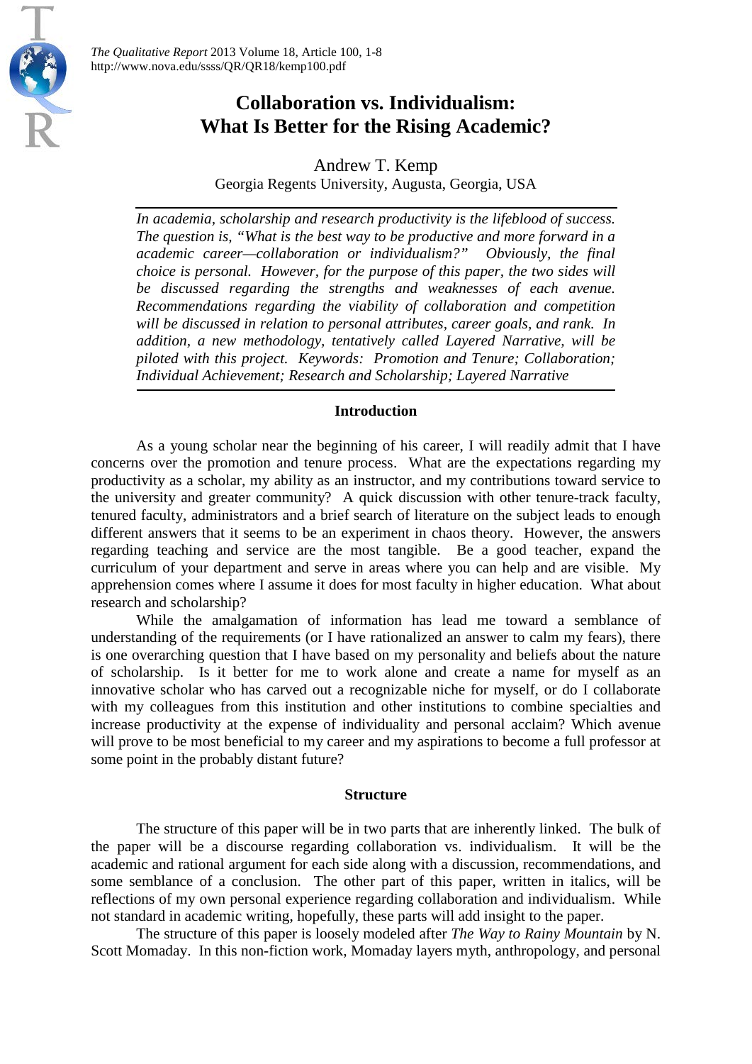# Collaboration vs. Individualism: What Is Better for the Rising Academic?

Andrew T. Kemp
Georgia Regents University, Augusta, Georgia, USA

*In academia, scholarship and research productivity is the lifeblood of success. The question is, "What is the best way to be productive and more forward in a academic career—collaboration or individualism?" Obviously, the final choice is personal. However, for the purpose of this paper, the two sides will be discussed regarding the strengths and weaknesses of each avenue. Recommendations regarding the viability of collaboration and competition will be discussed in relation to personal attributes, career goals, and rank. In addition, a new methodology, tentatively called Layered Narrative, will be piloted with this project. Keywords: Promotion and Tenure; Collaboration; Individual Achievement; Research and Scholarship; Layered Narrative*

## Introduction

As a young scholar near the beginning of his career, I will readily admit that I have concerns over the promotion and tenure process. What are the expectations regarding my productivity as a scholar, my ability as an instructor, and my contributions toward service to the university and greater community? A quick discussion with other tenure-track faculty, tenured faculty, administrators and a brief search of literature on the subject leads to enough different answers that it seems to be an experiment in chaos theory. However, the answers regarding teaching and service are the most tangible. Be a good teacher, expand the curriculum of your department and serve in areas where you can help and are visible. My apprehension comes where I assume it does for most faculty in higher education. What about research and scholarship?

While the amalgamation of information has lead me toward a semblance of understanding of the requirements (or I have rationalized an answer to calm my fears), there is one overarching question that I have based on my personality and beliefs about the nature of scholarship. Is it better for me to work alone and create a name for myself as an innovative scholar who has carved out a recognizable niche for myself, or do I collaborate with my colleagues from this institution and other institutions to combine specialties and increase productivity at the expense of individuality and personal acclaim? Which avenue will prove to be most beneficial to my career and my aspirations to become a full professor at some point in the probably distant future?

## Structure

The structure of this paper will be in two parts that are inherently linked. The bulk of the paper will be a discourse regarding collaboration vs. individualism. It will be the academic and rational argument for each side along with a discussion, recommendations, and some semblance of a conclusion. The other part of this paper, written in italics, will be reflections of my own personal experience regarding collaboration and individualism. While not standard in academic writing, hopefully, these parts will add insight to the paper.

The structure of this paper is loosely modeled after *The Way to Rainy Mountain* by N. Scott Momaday. In this non-fiction work, Momaday layers myth, anthropology, and personal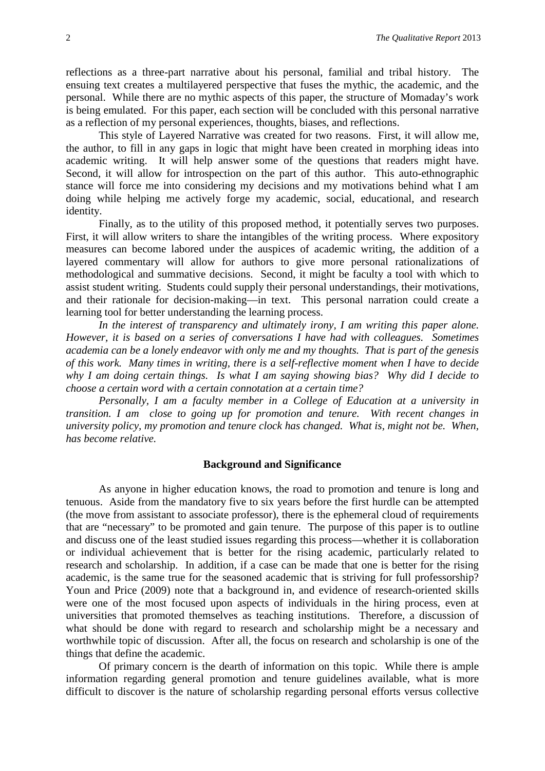reflections as a three-part narrative about his personal, familial and tribal history. The ensuing text creates a multilayered perspective that fuses the mythic, the academic, and the personal. While there are no mythic aspects of this paper, the structure of Momaday's work is being emulated. For this paper, each section will be concluded with this personal narrative as a reflection of my personal experiences, thoughts, biases, and reflections.

This style of Layered Narrative was created for two reasons. First, it will allow me, the author, to fill in any gaps in logic that might have been created in morphing ideas into academic writing. It will help answer some of the questions that readers might have. Second, it will allow for introspection on the part of this author. This auto-ethnographic stance will force me into considering my decisions and my motivations behind what I am doing while helping me actively forge my academic, social, educational, and research identity.

Finally, as to the utility of this proposed method, it potentially serves two purposes. First, it will allow writers to share the intangibles of the writing process. Where expository measures can become labored under the auspices of academic writing, the addition of a layered commentary will allow for authors to give more personal rationalizations of methodological and summative decisions. Second, it might be faculty a tool with which to assist student writing. Students could supply their personal understandings, their motivations, and their rationale for decision-making—in text. This personal narration could create a learning tool for better understanding the learning process.

*In the interest of transparency and ultimately irony, I am writing this paper alone. However, it is based on a series of conversations I have had with colleagues. Sometimes academia can be a lonely endeavor with only me and my thoughts. That is part of the genesis of this work. Many times in writing, there is a self-reflective moment when I have to decide why I am doing certain things. Is what I am saying showing bias? Why did I decide to choose a certain word with a certain connotation at a certain time?*

*Personally, I am a faculty member in a College of Education at a university in transition. I am close to going up for promotion and tenure. With recent changes in university policy, my promotion and tenure clock has changed. What is, might not be. When, has become relative.*

## Background and Significance

As anyone in higher education knows, the road to promotion and tenure is long and tenuous. Aside from the mandatory five to six years before the first hurdle can be attempted (the move from assistant to associate professor), there is the ephemeral cloud of requirements that are "necessary" to be promoted and gain tenure. The purpose of this paper is to outline and discuss one of the least studied issues regarding this process—whether it is collaboration or individual achievement that is better for the rising academic, particularly related to research and scholarship. In addition, if a case can be made that one is better for the rising academic, is the same true for the seasoned academic that is striving for full professorship? Youn and Price (2009) note that a background in, and evidence of research-oriented skills were one of the most focused upon aspects of individuals in the hiring process, even at universities that promoted themselves as teaching institutions. Therefore, a discussion of what should be done with regard to research and scholarship might be a necessary and worthwhile topic of discussion. After all, the focus on research and scholarship is one of the things that define the academic.

Of primary concern is the dearth of information on this topic. While there is ample information regarding general promotion and tenure guidelines available, what is more difficult to discover is the nature of scholarship regarding personal efforts versus collective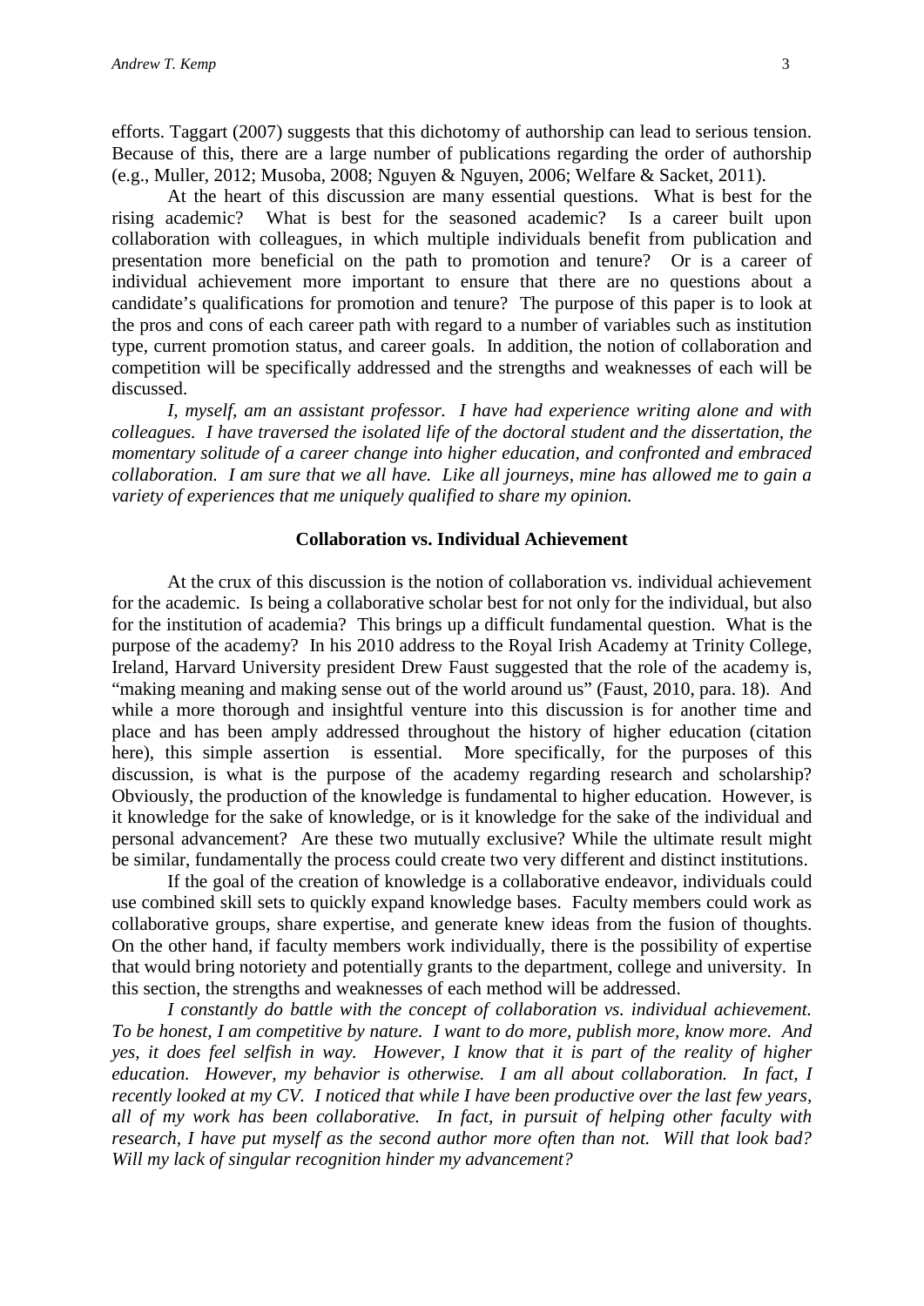efforts. Taggart (2007) suggests that this dichotomy of authorship can lead to serious tension. Because of this, there are a large number of publications regarding the order of authorship (e.g., Muller, 2012; Musoba, 2008; Nguyen & Nguyen, 2006; Welfare & Sacket, 2011).

At the heart of this discussion are many essential questions. What is best for the rising academic? What is best for the seasoned academic? Is a career built upon collaboration with colleagues, in which multiple individuals benefit from publication and presentation more beneficial on the path to promotion and tenure? Or is a career of individual achievement more important to ensure that there are no questions about a candidate's qualifications for promotion and tenure? The purpose of this paper is to look at the pros and cons of each career path with regard to a number of variables such as institution type, current promotion status, and career goals. In addition, the notion of collaboration and competition will be specifically addressed and the strengths and weaknesses of each will be discussed.

*I, myself, am an assistant professor. I have had experience writing alone and with colleagues. I have traversed the isolated life of the doctoral student and the dissertation, the momentary solitude of a career change into higher education, and confronted and embraced collaboration. I am sure that we all have. Like all journeys, mine has allowed me to gain a variety of experiences that me uniquely qualified to share my opinion.*

## Collaboration vs. Individual Achievement

At the crux of this discussion is the notion of collaboration vs. individual achievement for the academic. Is being a collaborative scholar best for not only for the individual, but also for the institution of academia? This brings up a difficult fundamental question. What is the purpose of the academy? In his 2010 address to the Royal Irish Academy at Trinity College, Ireland, Harvard University president Drew Faust suggested that the role of the academy is, "making meaning and making sense out of the world around us" (Faust, 2010, para. 18). And while a more thorough and insightful venture into this discussion is for another time and place and has been amply addressed throughout the history of higher education (citation here), this simple assertion is essential. More specifically, for the purposes of this discussion, is what is the purpose of the academy regarding research and scholarship? Obviously, the production of the knowledge is fundamental to higher education. However, is it knowledge for the sake of knowledge, or is it knowledge for the sake of the individual and personal advancement? Are these two mutually exclusive? While the ultimate result might be similar, fundamentally the process could create two very different and distinct institutions.

If the goal of the creation of knowledge is a collaborative endeavor, individuals could use combined skill sets to quickly expand knowledge bases. Faculty members could work as collaborative groups, share expertise, and generate knew ideas from the fusion of thoughts. On the other hand, if faculty members work individually, there is the possibility of expertise that would bring notoriety and potentially grants to the department, college and university. In this section, the strengths and weaknesses of each method will be addressed.

*I constantly do battle with the concept of collaboration vs. individual achievement. To be honest, I am competitive by nature. I want to do more, publish more, know more. And yes, it does feel selfish in way. However, I know that it is part of the reality of higher education. However, my behavior is otherwise. I am all about collaboration. In fact, I recently looked at my CV. I noticed that while I have been productive over the last few years, all of my work has been collaborative. In fact, in pursuit of helping other faculty with research, I have put myself as the second author more often than not. Will that look bad? Will my lack of singular recognition hinder my advancement?*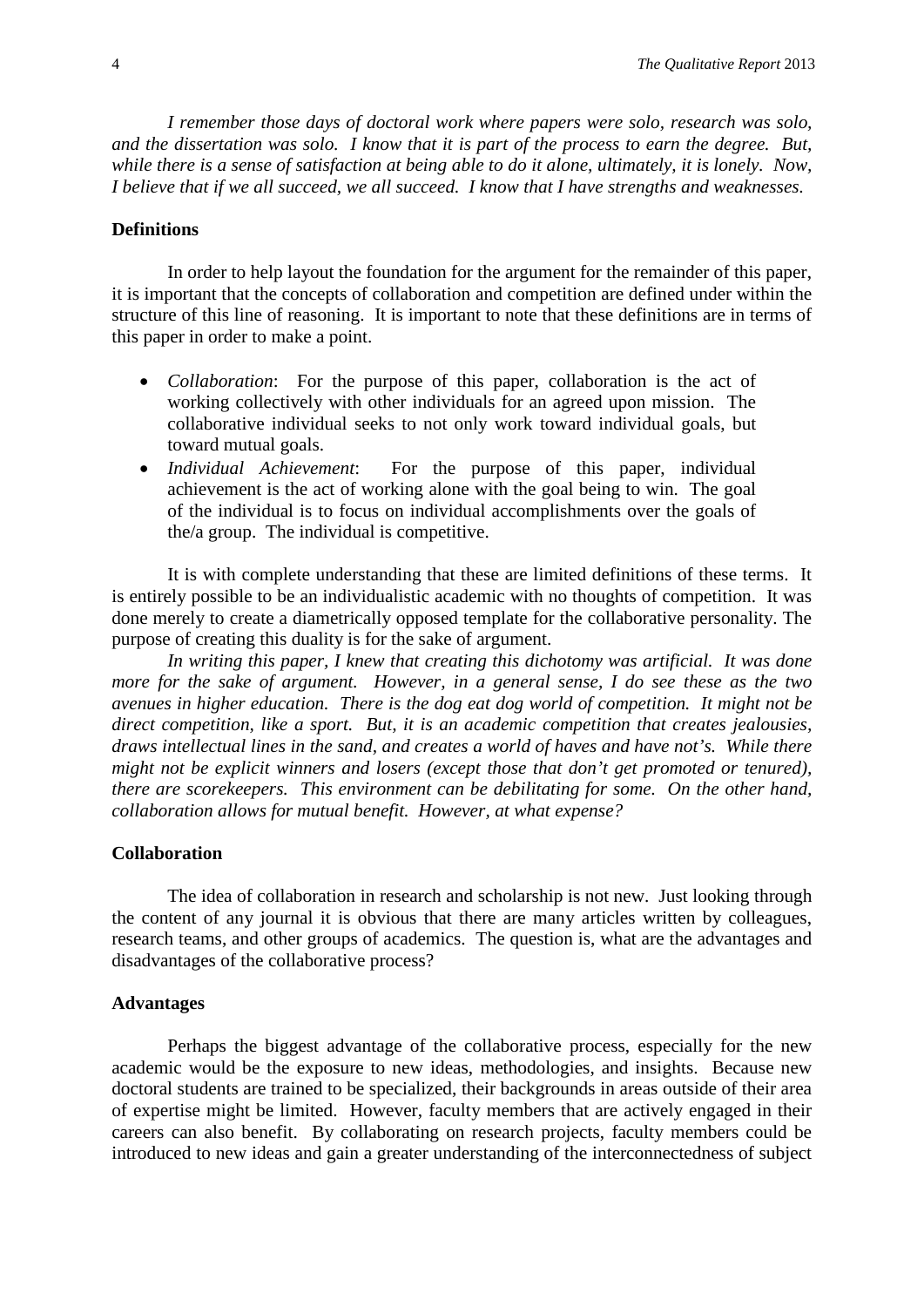*I remember those days of doctoral work where papers were solo, research was solo, and the dissertation was solo. I know that it is part of the process to earn the degree. But, while there is a sense of satisfaction at being able to do it alone, ultimately, it is lonely. Now, I believe that if we all succeed, we all succeed. I know that I have strengths and weaknesses.*

## Definitions

In order to help layout the foundation for the argument for the remainder of this paper, it is important that the concepts of collaboration and competition are defined under within the structure of this line of reasoning. It is important to note that these definitions are in terms of this paper in order to make a point.

- *Collaboration*: For the purpose of this paper, collaboration is the act of working collectively with other individuals for an agreed upon mission. The collaborative individual seeks to not only work toward individual goals, but toward mutual goals.
- *Individual Achievement*: For the purpose of this paper, individual achievement is the act of working alone with the goal being to win. The goal of the individual is to focus on individual accomplishments over the goals of the/a group. The individual is competitive.

It is with complete understanding that these are limited definitions of these terms. It is entirely possible to be an individualistic academic with no thoughts of competition. It was done merely to create a diametrically opposed template for the collaborative personality. The purpose of creating this duality is for the sake of argument.

*In writing this paper, I knew that creating this dichotomy was artificial. It was done more for the sake of argument. However, in a general sense, I do see these as the two avenues in higher education. There is the dog eat dog world of competition. It might not be direct competition, like a sport. But, it is an academic competition that creates jealousies, draws intellectual lines in the sand, and creates a world of haves and have not's. While there might not be explicit winners and losers (except those that don't get promoted or tenured), there are scorekeepers. This environment can be debilitating for some. On the other hand, collaboration allows for mutual benefit. However, at what expense?*

## Collaboration

The idea of collaboration in research and scholarship is not new. Just looking through the content of any journal it is obvious that there are many articles written by colleagues, research teams, and other groups of academics. The question is, what are the advantages and disadvantages of the collaborative process?

## Advantages

Perhaps the biggest advantage of the collaborative process, especially for the new academic would be the exposure to new ideas, methodologies, and insights. Because new doctoral students are trained to be specialized, their backgrounds in areas outside of their area of expertise might be limited. However, faculty members that are actively engaged in their careers can also benefit. By collaborating on research projects, faculty members could be introduced to new ideas and gain a greater understanding of the interconnectedness of subject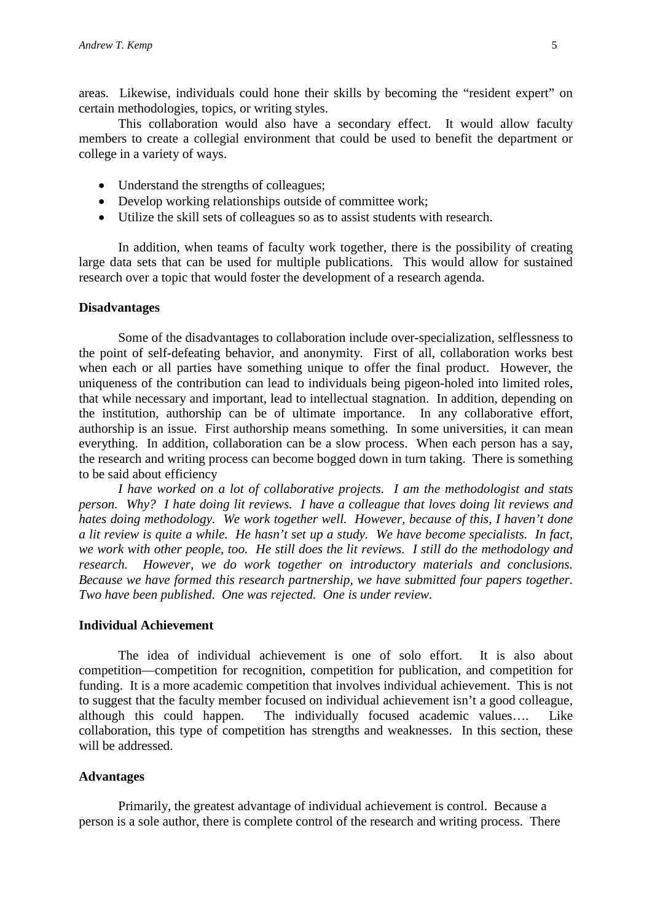areas. Likewise, individuals could hone their skills by becoming the "resident expert" on certain methodologies, topics, or writing styles.

This collaboration would also have a secondary effect. It would allow faculty members to create a collegial environment that could be used to benefit the department or college in a variety of ways.

- Understand the strengths of colleagues;
- Develop working relationships outside of committee work;
- Utilize the skill sets of colleagues so as to assist students with research.

In addition, when teams of faculty work together, there is the possibility of creating large data sets that can be used for multiple publications. This would allow for sustained research over a topic that would foster the development of a research agenda.

**Disadvantages**

Some of the disadvantages to collaboration include over-specialization, selflessness to the point of self-defeating behavior, and anonymity. First of all, collaboration works best when each or all parties have something unique to offer the final product. However, the uniqueness of the contribution can lead to individuals being pigeon-holed into limited roles, that while necessary and important, lead to intellectual stagnation. In addition, depending on the institution, authorship can be of ultimate importance. In any collaborative effort, authorship is an issue. First authorship means something. In some universities, it can mean everything. In addition, collaboration can be a slow process. When each person has a say, the research and writing process can become bogged down in turn taking. There is something to be said about efficiency

*I have worked on a lot of collaborative projects. I am the methodologist and stats person. Why? I hate doing lit reviews. I have a colleague that loves doing lit reviews and hates doing methodology. We work together well. However, because of this, I haven't done a lit review is quite a while. He hasn't set up a study. We have become specialists. In fact, we work with other people, too. He still does the lit reviews. I still do the methodology and research. However, we do work together on introductory materials and conclusions. Because we have formed this research partnership, we have submitted four papers together. Two have been published. One was rejected. One is under review.*

**Individual Achievement**

The idea of individual achievement is one of solo effort. It is also about competition—competition for recognition, competition for publication, and competition for funding. It is a more academic competition that involves individual achievement. This is not to suggest that the faculty member focused on individual achievement isn't a good colleague, although this could happen. The individually focused academic values…. Like collaboration, this type of competition has strengths and weaknesses. In this section, these will be addressed.

**Advantages**

Primarily, the greatest advantage of individual achievement is control. Because a person is a sole author, there is complete control of the research and writing process. There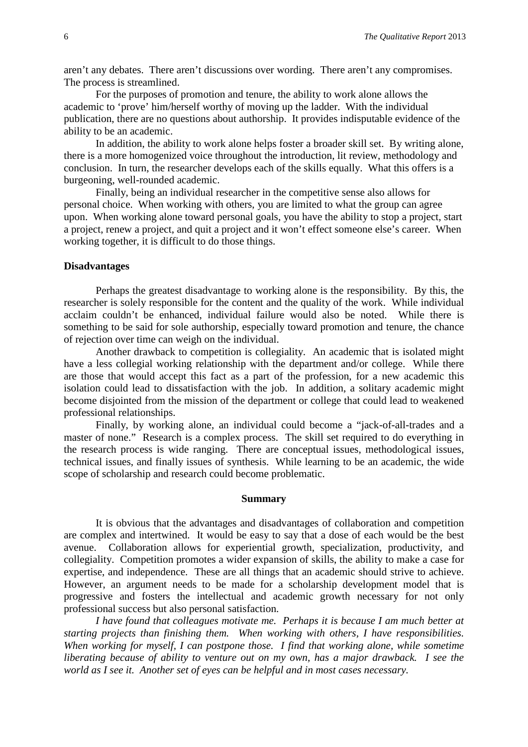aren't any debates. There aren't discussions over wording. There aren't any compromises. The process is streamlined.

For the purposes of promotion and tenure, the ability to work alone allows the academic to 'prove' him/herself worthy of moving up the ladder. With the individual publication, there are no questions about authorship. It provides indisputable evidence of the ability to be an academic.

In addition, the ability to work alone helps foster a broader skill set. By writing alone, there is a more homogenized voice throughout the introduction, lit review, methodology and conclusion. In turn, the researcher develops each of the skills equally. What this offers is a burgeoning, well-rounded academic.

Finally, being an individual researcher in the competitive sense also allows for personal choice. When working with others, you are limited to what the group can agree upon. When working alone toward personal goals, you have the ability to stop a project, start a project, renew a project, and quit a project and it won't effect someone else's career. When working together, it is difficult to do those things.

### Disadvantages

Perhaps the greatest disadvantage to working alone is the responsibility. By this, the researcher is solely responsible for the content and the quality of the work. While individual acclaim couldn't be enhanced, individual failure would also be noted. While there is something to be said for sole authorship, especially toward promotion and tenure, the chance of rejection over time can weigh on the individual.

Another drawback to competition is collegiality. An academic that is isolated might have a less collegial working relationship with the department and/or college. While there are those that would accept this fact as a part of the profession, for a new academic this isolation could lead to dissatisfaction with the job. In addition, a solitary academic might become disjointed from the mission of the department or college that could lead to weakened professional relationships.

Finally, by working alone, an individual could become a "jack-of-all-trades and a master of none." Research is a complex process. The skill set required to do everything in the research process is wide ranging. There are conceptual issues, methodological issues, technical issues, and finally issues of synthesis. While learning to be an academic, the wide scope of scholarship and research could become problematic.

## Summary

It is obvious that the advantages and disadvantages of collaboration and competition are complex and intertwined. It would be easy to say that a dose of each would be the best avenue. Collaboration allows for experiential growth, specialization, productivity, and collegiality. Competition promotes a wider expansion of skills, the ability to make a case for expertise, and independence. These are all things that an academic should strive to achieve. However, an argument needs to be made for a scholarship development model that is progressive and fosters the intellectual and academic growth necessary for not only professional success but also personal satisfaction.

*I have found that colleagues motivate me. Perhaps it is because I am much better at starting projects than finishing them. When working with others, I have responsibilities. When working for myself, I can postpone those. I find that working alone, while sometime liberating because of ability to venture out on my own, has a major drawback. I see the world as I see it. Another set of eyes can be helpful and in most cases necessary.*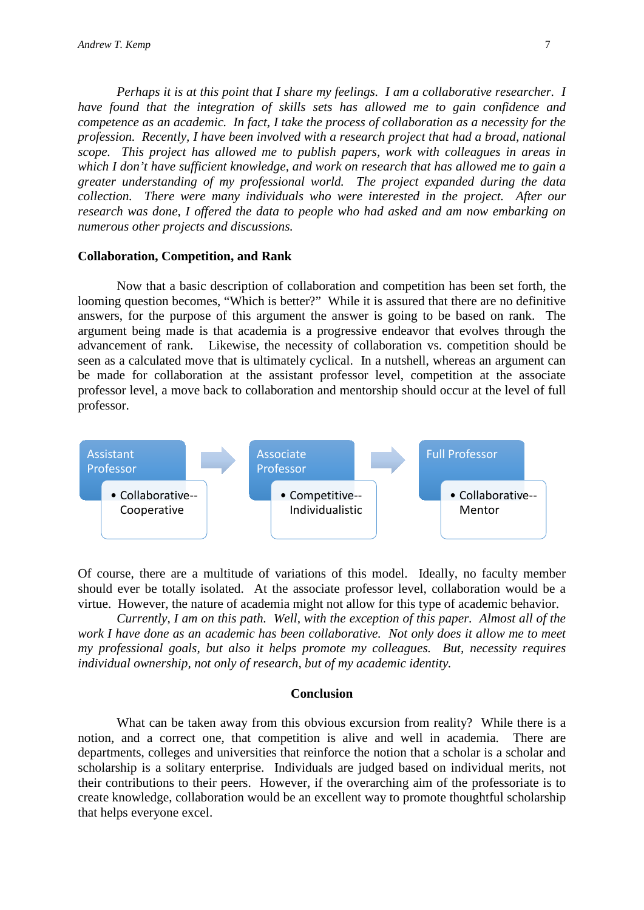*Perhaps it is at this point that I share my feelings. I am a collaborative researcher. I have found that the integration of skills sets has allowed me to gain confidence and competence as an academic. In fact, I take the process of collaboration as a necessity for the profession. Recently, I have been involved with a research project that had a broad, national scope. This project has allowed me to publish papers, work with colleagues in areas in which I don't have sufficient knowledge, and work on research that has allowed me to gain a greater understanding of my professional world. The project expanded during the data collection. There were many individuals who were interested in the project. After our research was done, I offered the data to people who had asked and am now embarking on numerous other projects and discussions.*

**Collaboration, Competition, and Rank**

Now that a basic description of collaboration and competition has been set forth, the looming question becomes, "Which is better?" While it is assured that there are no definitive answers, for the purpose of this argument the answer is going to be based on rank. The argument being made is that academia is a progressive endeavor that evolves through the advancement of rank. Likewise, the necessity of collaboration vs. competition should be seen as a calculated move that is ultimately cyclical. In a nutshell, whereas an argument can be made for collaboration at the assistant professor level, competition at the associate professor level, a move back to collaboration and mentorship should occur at the level of full professor.

Assistant Professor
- Collaborative--Cooperative

→ Associate Professor
- Competitive--Individualistic

→ Full Professor
- Collaborative--Mentor

Of course, there are a multitude of variations of this model. Ideally, no faculty member should ever be totally isolated. At the associate professor level, collaboration would be a virtue. However, the nature of academia might not allow for this type of academic behavior.

*Currently, I am on this path. Well, with the exception of this paper. Almost all of the work I have done as an academic has been collaborative. Not only does it allow me to meet my professional goals, but also it helps promote my colleagues. But, necessity requires individual ownership, not only of research, but of my academic identity.*

## Conclusion

What can be taken away from this obvious excursion from reality? While there is a notion, and a correct one, that competition is alive and well in academia. There are departments, colleges and universities that reinforce the notion that a scholar is a scholar and scholarship is a solitary enterprise. Individuals are judged based on individual merits, not their contributions to their peers. However, if the overarching aim of the professoriate is to create knowledge, collaboration would be an excellent way to promote thoughtful scholarship that helps everyone excel.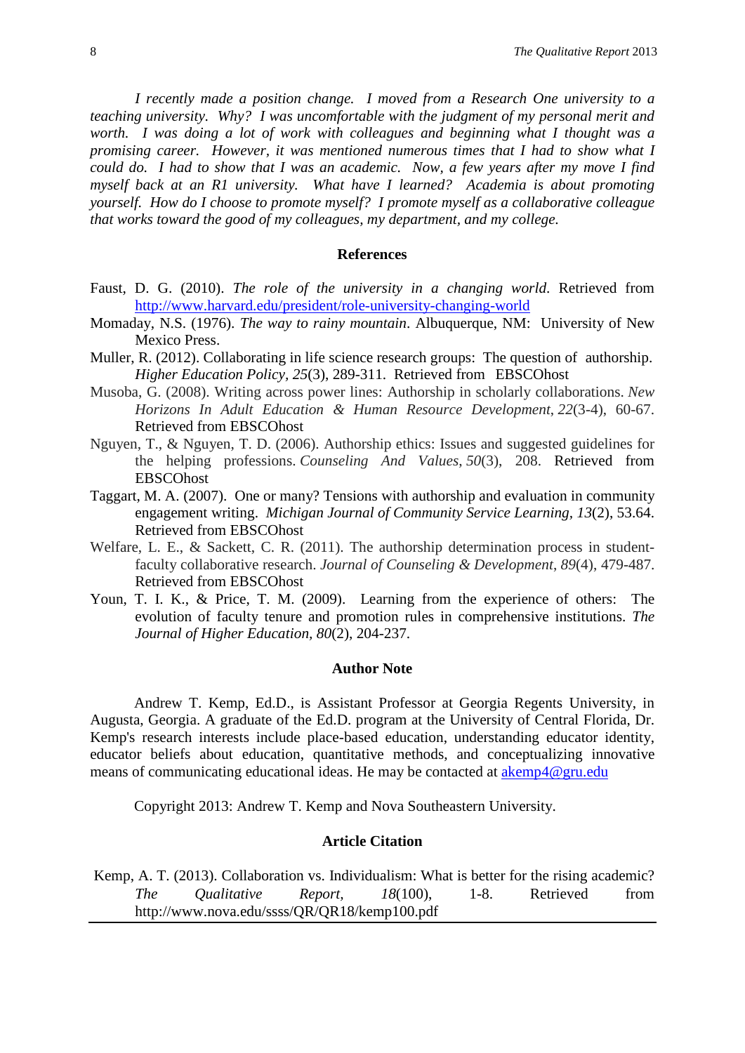*I recently made a position change. I moved from a Research One university to a teaching university. Why? I was uncomfortable with the judgment of my personal merit and worth. I was doing a lot of work with colleagues and beginning what I thought was a promising career. However, it was mentioned numerous times that I had to show what I could do. I had to show that I was an academic. Now, a few years after my move I find myself back at an R1 university. What have I learned? Academia is about promoting yourself. How do I choose to promote myself? I promote myself as a collaborative colleague that works toward the good of my colleagues, my department, and my college.*

## References

Faust, D. G. (2010). *The role of the university in a changing world.* Retrieved from http://www.harvard.edu/president/role-university-changing-world

Momaday, N.S. (1976). *The way to rainy mountain*. Albuquerque, NM: University of New Mexico Press.

Muller, R. (2012). Collaborating in life science research groups: The question of authorship. *Higher Education Policy, 25*(3), 289-311. Retrieved from EBSCOhost

Musoba, G. (2008). Writing across power lines: Authorship in scholarly collaborations. *New Horizons In Adult Education & Human Resource Development*, *22*(3-4), 60-67. Retrieved from EBSCOhost

Nguyen, T., & Nguyen, T. D. (2006). Authorship ethics: Issues and suggested guidelines for the helping professions. *Counseling And Values*, *50*(3), 208. Retrieved from EBSCOhost

Taggart, M. A. (2007). One or many? Tensions with authorship and evaluation in community engagement writing. *Michigan Journal of Community Service Learning, 13*(2), 53.64. Retrieved from EBSCOhost

Welfare, L. E., & Sackett, C. R. (2011). The authorship determination process in student-faculty collaborative research. *Journal of Counseling & Development*, *89*(4), 479-487. Retrieved from EBSCOhost

Youn, T. I. K., & Price, T. M. (2009). Learning from the experience of others: The evolution of faculty tenure and promotion rules in comprehensive institutions. *The Journal of Higher Education, 80*(2), 204-237.

## Author Note

Andrew T. Kemp, Ed.D., is Assistant Professor at Georgia Regents University, in Augusta, Georgia. A graduate of the Ed.D. program at the University of Central Florida, Dr. Kemp's research interests include place-based education, understanding educator identity, educator beliefs about education, quantitative methods, and conceptualizing innovative means of communicating educational ideas. He may be contacted at akemp4@gru.edu

Copyright 2013: Andrew T. Kemp and Nova Southeastern University.

## Article Citation

Kemp, A. T. (2013). Collaboration vs. Individualism: What is better for the rising academic? *The Qualitative Report, 18*(100), 1-8. Retrieved from http://www.nova.edu/ssss/QR/QR18/kemp100.pdf